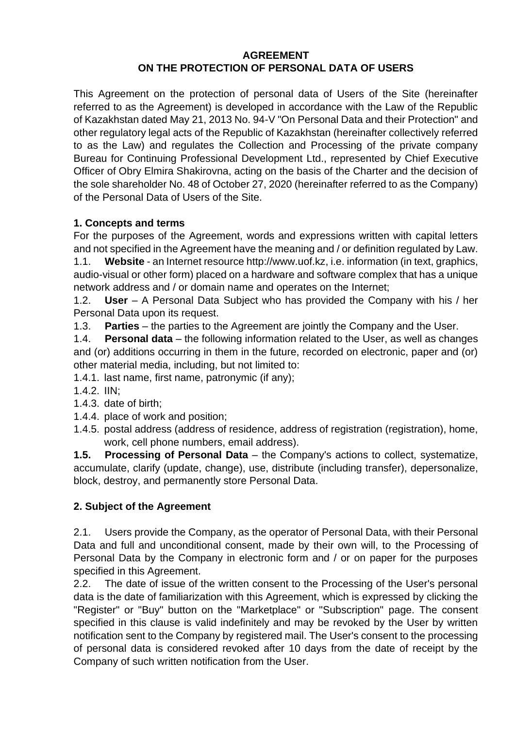# AGREEMENT
# ON THE PROTECTION OF PERSONAL DATA OF USERS

This Agreement on the protection of personal data of Users of the Site (hereinafter referred to as the Agreement) is developed in accordance with the Law of the Republic of Kazakhstan dated May 21, 2013 No. 94-V "On Personal Data and their Protection" and other regulatory legal acts of the Republic of Kazakhstan (hereinafter collectively referred to as the Law) and regulates the Collection and Processing of the private company Bureau for Continuing Professional Development Ltd., represented by Chief Executive Officer of Obry Elmira Shakirovna, acting on the basis of the Charter and the decision of the sole shareholder No. 48 of October 27, 2020 (hereinafter referred to as the Company) of the Personal Data of Users of the Site.

## 1. Concepts and terms

For the purposes of the Agreement, words and expressions written with capital letters and not specified in the Agreement have the meaning and / or definition regulated by Law.

1.1. **Website** - an Internet resource http://www.uof.kz, i.e. information (in text, graphics, audio-visual or other form) placed on a hardware and software complex that has a unique network address and / or domain name and operates on the Internet;

1.2. **User** – A Personal Data Subject who has provided the Company with his / her Personal Data upon its request.

1.3. **Parties** – the parties to the Agreement are jointly the Company and the User.

1.4. **Personal data** – the following information related to the User, as well as changes and (or) additions occurring in them in the future, recorded on electronic, paper and (or) other material media, including, but not limited to:

1.4.1. last name, first name, patronymic (if any);

1.4.2. IIN;

1.4.3. date of birth;

1.4.4. place of work and position;

1.4.5. postal address (address of residence, address of registration (registration), home, work, cell phone numbers, email address).

**1.5. Processing of Personal Data** – the Company's actions to collect, systematize, accumulate, clarify (update, change), use, distribute (including transfer), depersonalize, block, destroy, and permanently store Personal Data.

## 2. Subject of the Agreement

2.1. Users provide the Company, as the operator of Personal Data, with their Personal Data and full and unconditional consent, made by their own will, to the Processing of Personal Data by the Company in electronic form and / or on paper for the purposes specified in this Agreement.

2.2. The date of issue of the written consent to the Processing of the User's personal data is the date of familiarization with this Agreement, which is expressed by clicking the "Register" or "Buy" button on the "Marketplace" or "Subscription" page. The consent specified in this clause is valid indefinitely and may be revoked by the User by written notification sent to the Company by registered mail. The User's consent to the processing of personal data is considered revoked after 10 days from the date of receipt by the Company of such written notification from the User.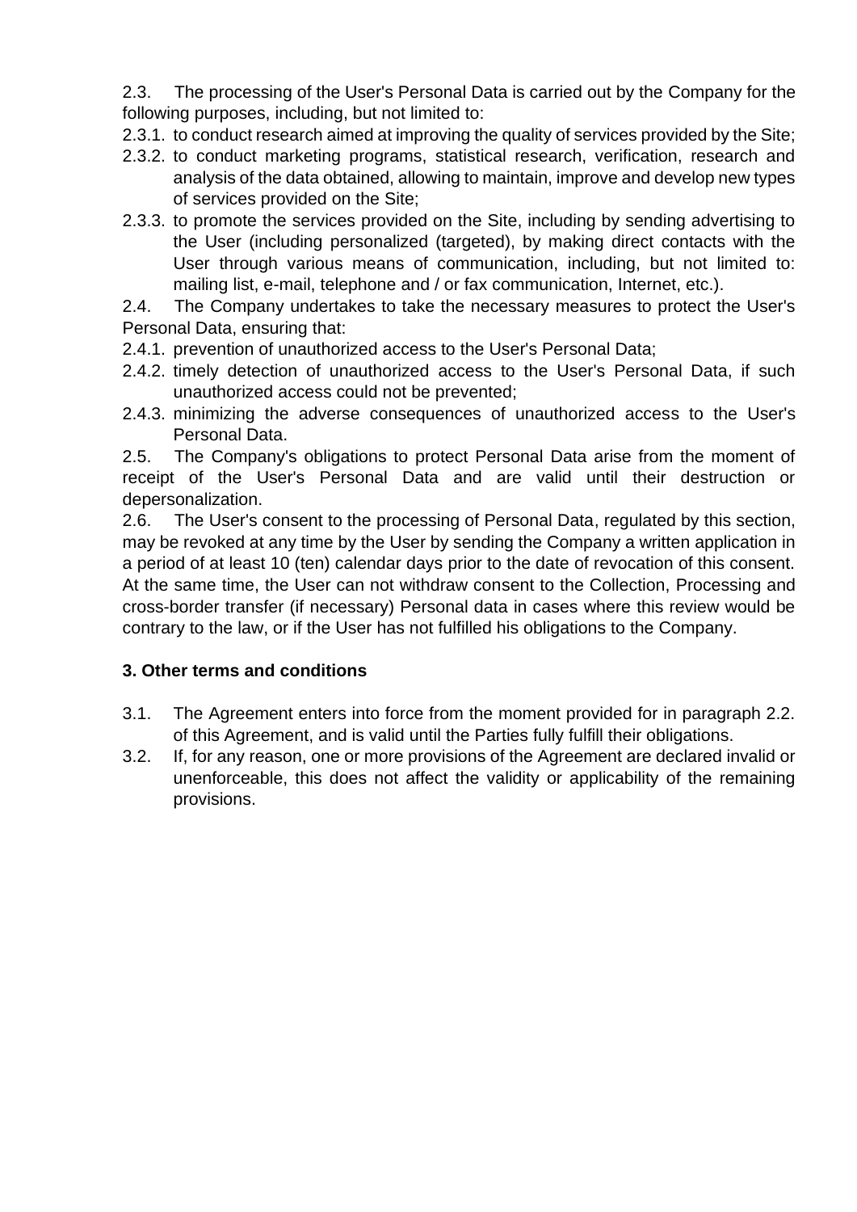2.3. The processing of the User's Personal Data is carried out by the Company for the following purposes, including, but not limited to:

2.3.1. to conduct research aimed at improving the quality of services provided by the Site;

2.3.2. to conduct marketing programs, statistical research, verification, research and analysis of the data obtained, allowing to maintain, improve and develop new types of services provided on the Site;

2.3.3. to promote the services provided on the Site, including by sending advertising to the User (including personalized (targeted), by making direct contacts with the User through various means of communication, including, but not limited to: mailing list, e-mail, telephone and / or fax communication, Internet, etc.).

2.4. The Company undertakes to take the necessary measures to protect the User's Personal Data, ensuring that:

2.4.1. prevention of unauthorized access to the User's Personal Data;

2.4.2. timely detection of unauthorized access to the User's Personal Data, if such unauthorized access could not be prevented;

2.4.3. minimizing the adverse consequences of unauthorized access to the User's Personal Data.

2.5. The Company's obligations to protect Personal Data arise from the moment of receipt of the User's Personal Data and are valid until their destruction or depersonalization.

2.6. The User's consent to the processing of Personal Data, regulated by this section, may be revoked at any time by the User by sending the Company a written application in a period of at least 10 (ten) calendar days prior to the date of revocation of this consent. At the same time, the User can not withdraw consent to the Collection, Processing and cross-border transfer (if necessary) Personal data in cases where this review would be contrary to the law, or if the User has not fulfilled his obligations to the Company.

### 3. Other terms and conditions

3.1. The Agreement enters into force from the moment provided for in paragraph 2.2. of this Agreement, and is valid until the Parties fully fulfill their obligations.

3.2. If, for any reason, one or more provisions of the Agreement are declared invalid or unenforceable, this does not affect the validity or applicability of the remaining provisions.